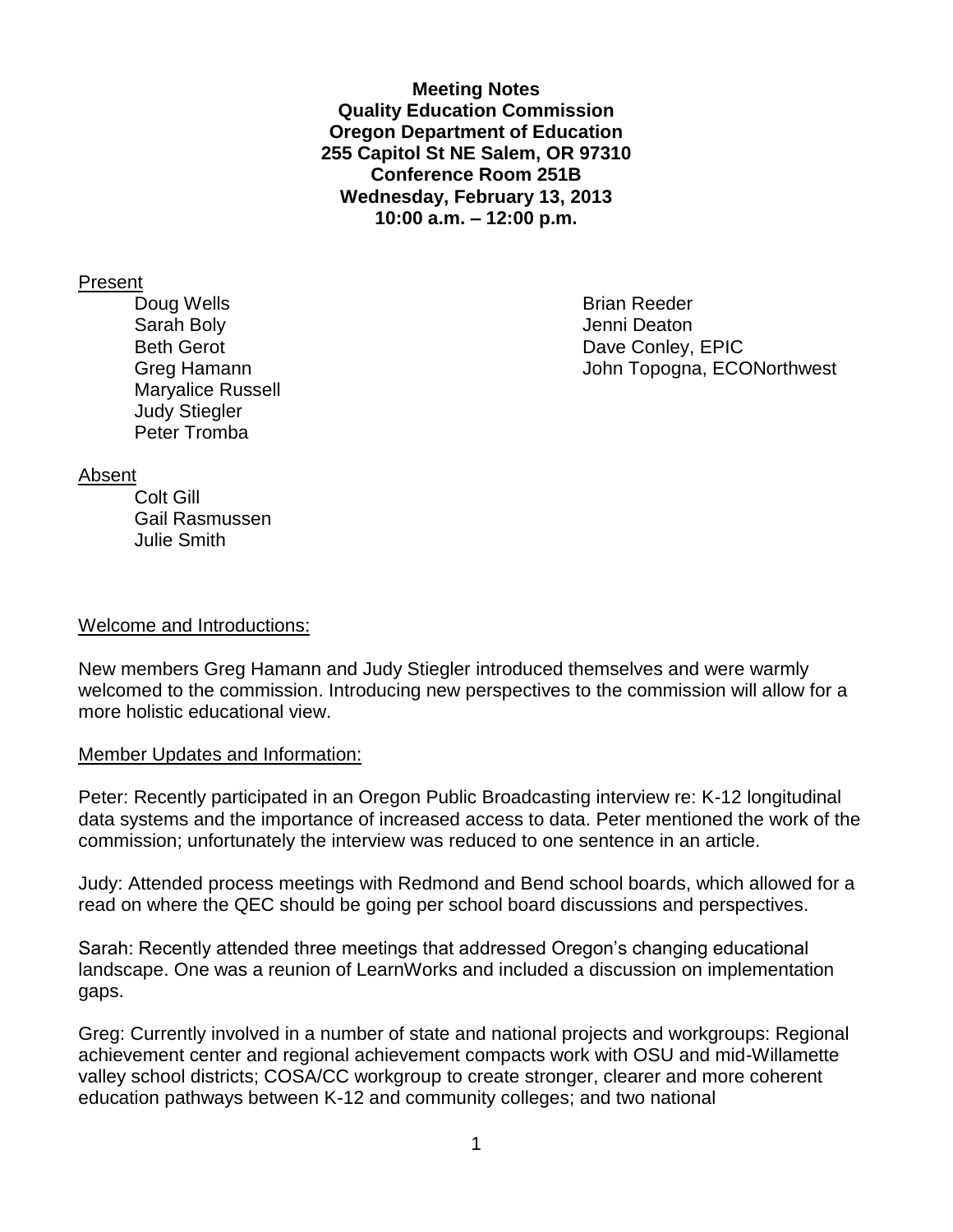**Meeting Notes**
**Quality Education Commission**
**Oregon Department of Education**
**255 Capitol St NE Salem, OR 97310**
**Conference Room 251B**
**Wednesday, February 13, 2013**
**10:00 a.m. – 12:00 p.m.**

Present

- Doug Wells
- Sarah Boly
- Beth Gerot
- Greg Hamann
- Maryalice Russell
- Judy Stiegler
- Peter Tromba
- Brian Reeder
- Jenni Deaton
- Dave Conley, EPIC
- John Topogna, ECONorthwest

Absent

- Colt Gill
- Gail Rasmussen
- Julie Smith

Welcome and Introductions:

New members Greg Hamann and Judy Stiegler introduced themselves and were warmly welcomed to the commission. Introducing new perspectives to the commission will allow for a more holistic educational view.

Member Updates and Information:

Peter: Recently participated in an Oregon Public Broadcasting interview re: K-12 longitudinal data systems and the importance of increased access to data. Peter mentioned the work of the commission; unfortunately the interview was reduced to one sentence in an article.

Judy: Attended process meetings with Redmond and Bend school boards, which allowed for a read on where the QEC should be going per school board discussions and perspectives.

Sarah: Recently attended three meetings that addressed Oregon's changing educational landscape. One was a reunion of LearnWorks and included a discussion on implementation gaps.

Greg: Currently involved in a number of state and national projects and workgroups: Regional achievement center and regional achievement compacts work with OSU and mid-Willamette valley school districts; COSA/CC workgroup to create stronger, clearer and more coherent education pathways between K-12 and community colleges; and two national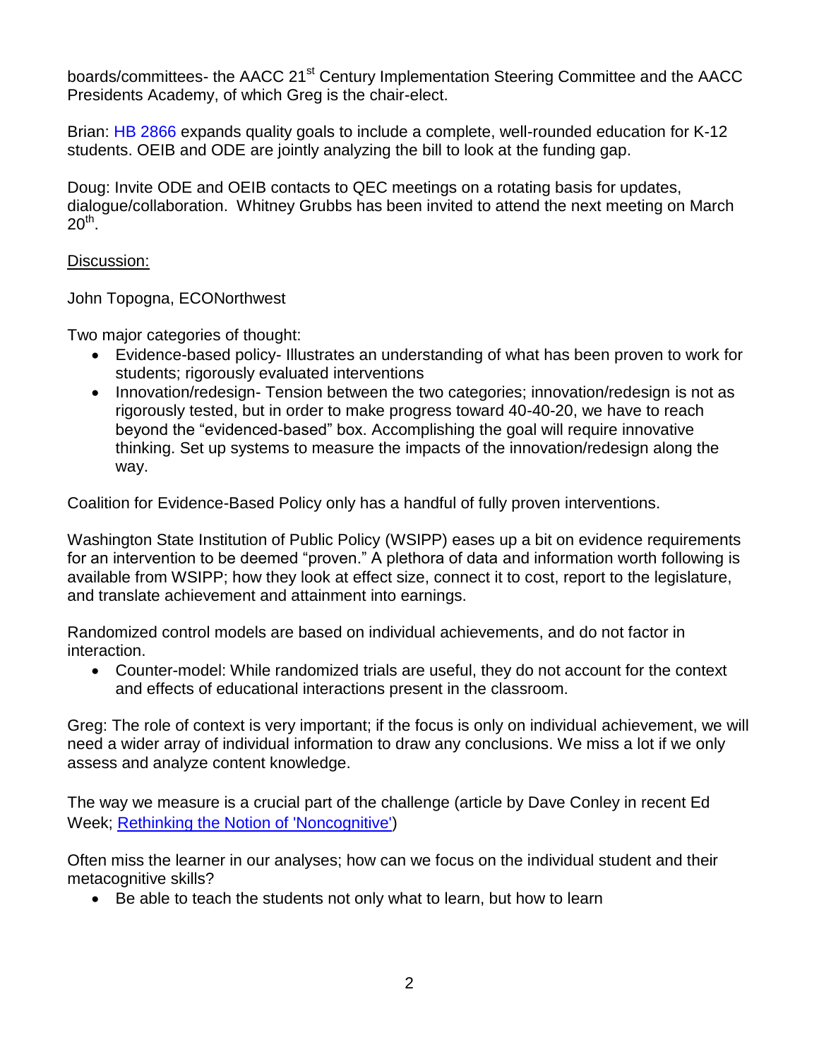boards/committees- the AACC 21st Century Implementation Steering Committee and the AACC Presidents Academy, of which Greg is the chair-elect.

Brian: HB 2866 expands quality goals to include a complete, well-rounded education for K-12 students. OEIB and ODE are jointly analyzing the bill to look at the funding gap.

Doug: Invite ODE and OEIB contacts to QEC meetings on a rotating basis for updates, dialogue/collaboration. Whitney Grubbs has been invited to attend the next meeting on March 20th.

Discussion:

John Topogna, ECONorthwest

Two major categories of thought:

- Evidence-based policy- Illustrates an understanding of what has been proven to work for students; rigorously evaluated interventions
- Innovation/redesign- Tension between the two categories; innovation/redesign is not as rigorously tested, but in order to make progress toward 40-40-20, we have to reach beyond the "evidenced-based" box. Accomplishing the goal will require innovative thinking. Set up systems to measure the impacts of the innovation/redesign along the way.

Coalition for Evidence-Based Policy only has a handful of fully proven interventions.

Washington State Institution of Public Policy (WSIPP) eases up a bit on evidence requirements for an intervention to be deemed "proven." A plethora of data and information worth following is available from WSIPP; how they look at effect size, connect it to cost, report to the legislature, and translate achievement and attainment into earnings.

Randomized control models are based on individual achievements, and do not factor in interaction.

- Counter-model: While randomized trials are useful, they do not account for the context and effects of educational interactions present in the classroom.

Greg: The role of context is very important; if the focus is only on individual achievement, we will need a wider array of individual information to draw any conclusions. We miss a lot if we only assess and analyze content knowledge.

The way we measure is a crucial part of the challenge (article by Dave Conley in recent Ed Week; Rethinking the Notion of 'Noncognitive')

Often miss the learner in our analyses; how can we focus on the individual student and their metacognitive skills?

- Be able to teach the students not only what to learn, but how to learn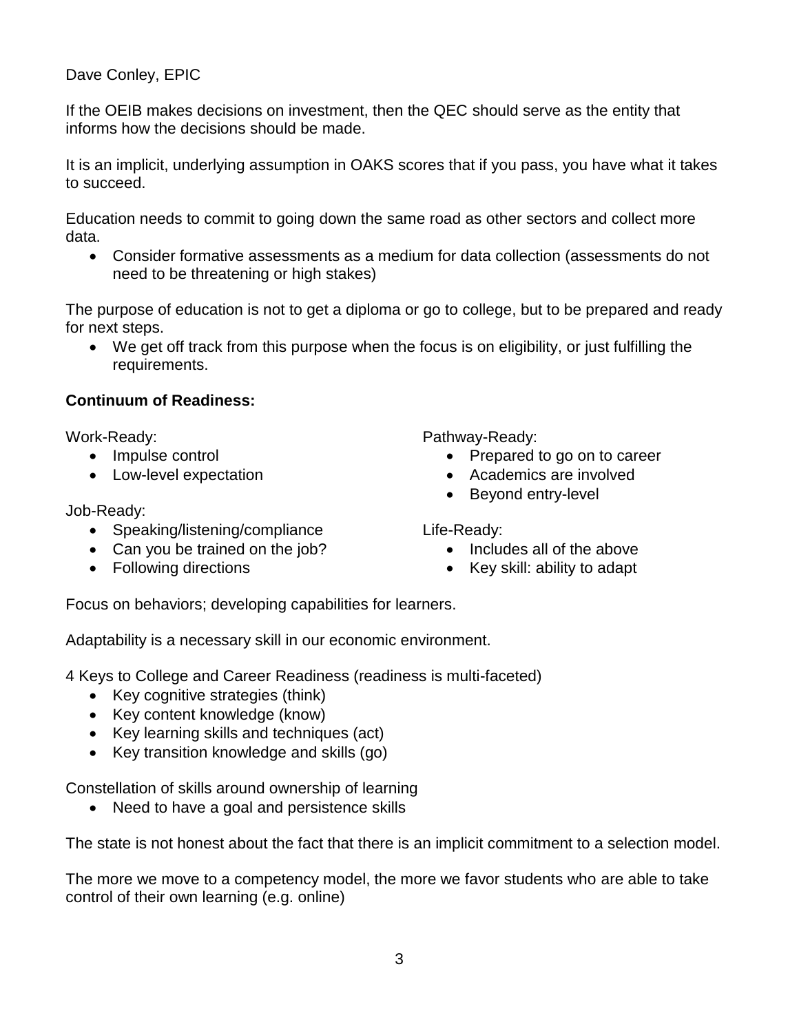Dave Conley, EPIC

If the OEIB makes decisions on investment, then the QEC should serve as the entity that informs how the decisions should be made.

It is an implicit, underlying assumption in OAKS scores that if you pass, you have what it takes to succeed.

Education needs to commit to going down the same road as other sectors and collect more data.

- Consider formative assessments as a medium for data collection (assessments do not need to be threatening or high stakes)

The purpose of education is not to get a diploma or go to college, but to be prepared and ready for next steps.

- We get off track from this purpose when the focus is on eligibility, or just fulfilling the requirements.

**Continuum of Readiness:**

Work-Ready:

- Impulse control
- Low-level expectation

Job-Ready:

- Speaking/listening/compliance
- Can you be trained on the job?
- Following directions

Pathway-Ready:

- Prepared to go on to career
- Academics are involved
- Beyond entry-level

Life-Ready:

- Includes all of the above
- Key skill: ability to adapt

Focus on behaviors; developing capabilities for learners.

Adaptability is a necessary skill in our economic environment.

4 Keys to College and Career Readiness (readiness is multi-faceted)

- Key cognitive strategies (think)
- Key content knowledge (know)
- Key learning skills and techniques (act)
- Key transition knowledge and skills (go)

Constellation of skills around ownership of learning

- Need to have a goal and persistence skills

The state is not honest about the fact that there is an implicit commitment to a selection model.

The more we move to a competency model, the more we favor students who are able to take control of their own learning (e.g. online)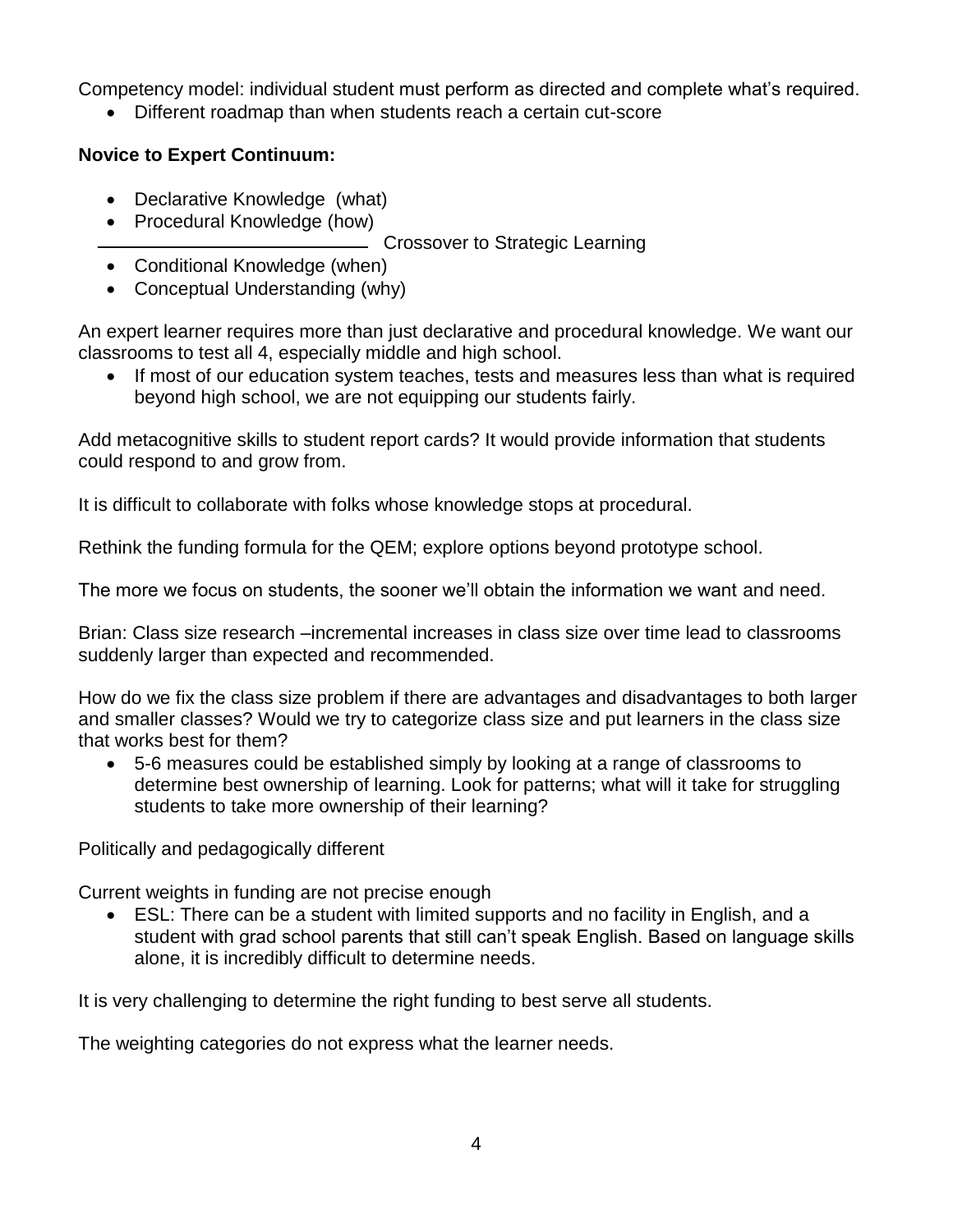Competency model: individual student must perform as directed and complete what's required.

- Different roadmap than when students reach a certain cut-score

**Novice to Expert Continuum:**

- Declarative Knowledge (what)
- Procedural Knowledge (how)

\_\_\_\_\_\_\_\_\_\_\_\_\_\_\_\_\_\_\_\_\_\_\_\_\_\_\_\_ Crossover to Strategic Learning

- Conditional Knowledge (when)
- Conceptual Understanding (why)

An expert learner requires more than just declarative and procedural knowledge. We want our classrooms to test all 4, especially middle and high school.

- If most of our education system teaches, tests and measures less than what is required beyond high school, we are not equipping our students fairly.

Add metacognitive skills to student report cards? It would provide information that students could respond to and grow from.

It is difficult to collaborate with folks whose knowledge stops at procedural.

Rethink the funding formula for the QEM; explore options beyond prototype school.

The more we focus on students, the sooner we'll obtain the information we want and need.

Brian: Class size research –incremental increases in class size over time lead to classrooms suddenly larger than expected and recommended.

How do we fix the class size problem if there are advantages and disadvantages to both larger and smaller classes? Would we try to categorize class size and put learners in the class size that works best for them?

- 5-6 measures could be established simply by looking at a range of classrooms to determine best ownership of learning. Look for patterns; what will it take for struggling students to take more ownership of their learning?

Politically and pedagogically different

Current weights in funding are not precise enough

- ESL: There can be a student with limited supports and no facility in English, and a student with grad school parents that still can't speak English. Based on language skills alone, it is incredibly difficult to determine needs.

It is very challenging to determine the right funding to best serve all students.

The weighting categories do not express what the learner needs.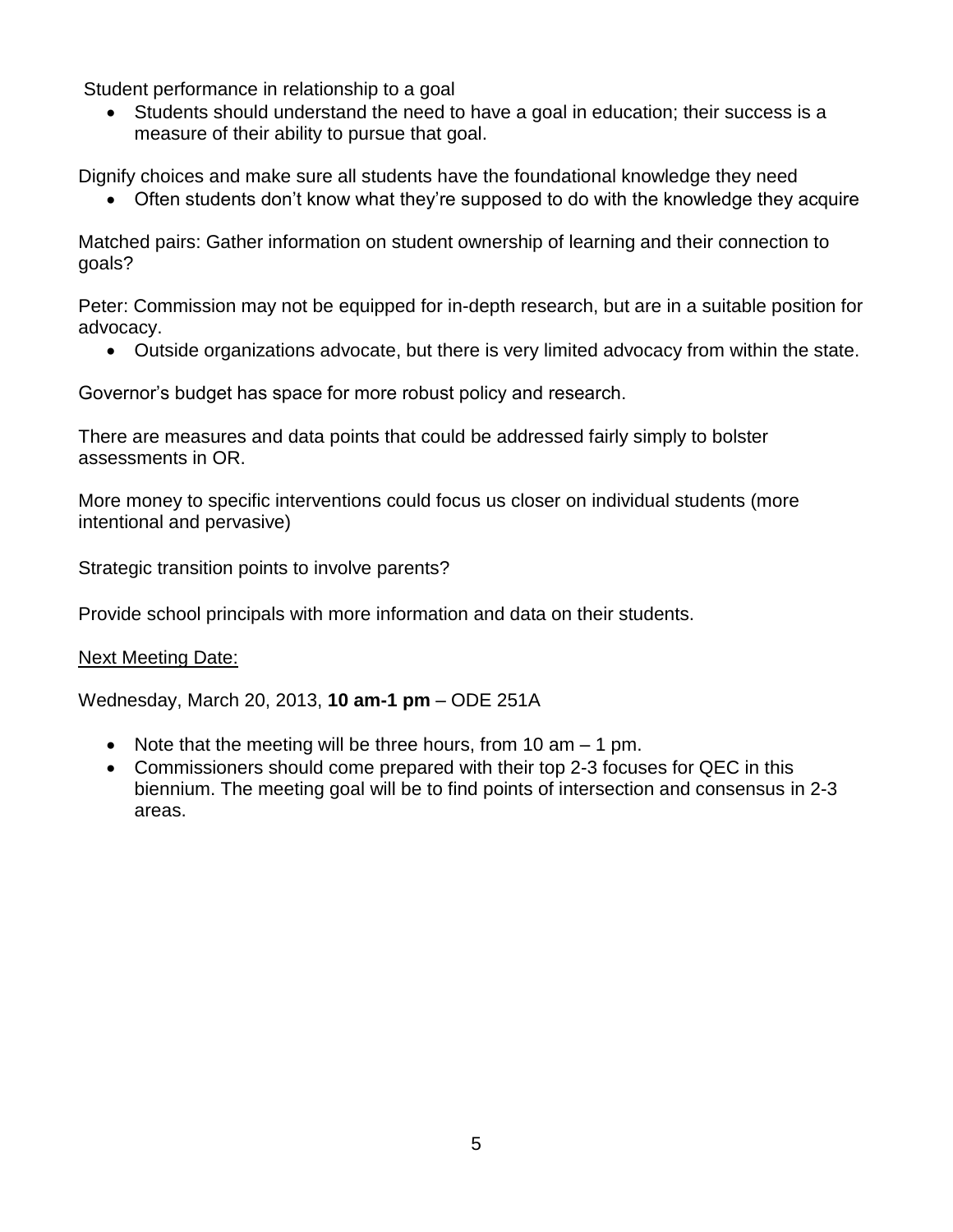Student performance in relationship to a goal

- Students should understand the need to have a goal in education; their success is a measure of their ability to pursue that goal.

Dignify choices and make sure all students have the foundational knowledge they need

- Often students don't know what they're supposed to do with the knowledge they acquire

Matched pairs: Gather information on student ownership of learning and their connection to goals?

Peter: Commission may not be equipped for in-depth research, but are in a suitable position for advocacy.

- Outside organizations advocate, but there is very limited advocacy from within the state.

Governor's budget has space for more robust policy and research.

There are measures and data points that could be addressed fairly simply to bolster assessments in OR.

More money to specific interventions could focus us closer on individual students (more intentional and pervasive)

Strategic transition points to involve parents?

Provide school principals with more information and data on their students.

<u>Next Meeting Date:</u>

Wednesday, March 20, 2013, **10 am-1 pm** – ODE 251A

- Note that the meeting will be three hours, from 10 am – 1 pm.
- Commissioners should come prepared with their top 2-3 focuses for QEC in this biennium. The meeting goal will be to find points of intersection and consensus in 2-3 areas.